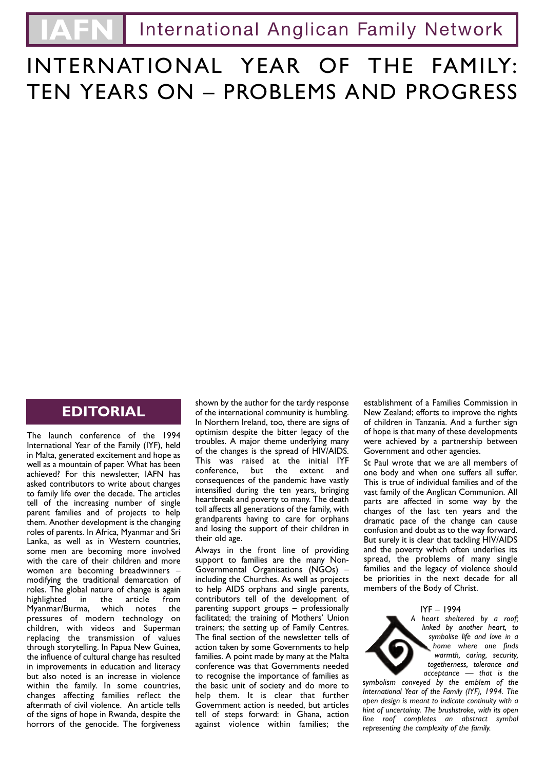# IAFN International Anglican Family Network

# INTERNATIONAL YEAR OF THE FAMILY: TEN YEARS ON – PROBLEMS AND PROGRESS

## EDITORIAL

The launch conference of the 1994 International Year of the Family (IYF), held in Malta, generated excitement and hope as well as a mountain of paper. What has been achieved? For this newsletter, IAFN has asked contributors to write about changes to family life over the decade. The articles tell of the increasing number of single parent families and of projects to help them. Another development is the changing roles of parents. In Africa, Myanmar and Sri Lanka, as well as in Western countries, some men are becoming more involved with the care of their children and more women are becoming breadwinners – modifying the traditional demarcation of roles. The global nature of change is again highlighted in the article from Myanmar/Burma, which notes the pressures of modern technology on children, with videos and Superman replacing the transmission of values through storytelling. In Papua New Guinea, the influence of cultural change has resulted in improvements in education and literacy but also noted is an increase in violence within the family. In some countries, changes affecting families reflect the aftermath of civil violence. An article tells of the signs of hope in Rwanda, despite the horrors of the genocide. The forgiveness shown by the author for the tardy response of the international community is humbling. In Northern Ireland, too, there are signs of optimism despite the bitter legacy of the troubles. A major theme underlying many of the changes is the spread of HIV/AIDS. This was raised at the initial IYF conference, but the extent and consequences of the pandemic have vastly intensified during the ten years, bringing heartbreak and poverty to many. The death toll affects all generations of the family, with grandparents having to care for orphans and losing the support of their children in their old age.

Always in the front line of providing support to families are the many Non-Governmental Organisations (NGOs) – including the Churches. As well as projects to help AIDS orphans and single parents, contributors tell of the development of parenting support groups – professionally facilitated; the training of Mothers' Union trainers; the setting up of Family Centres. The final section of the newsletter tells of action taken by some Governments to help families. A point made by many at the Malta conference was that Governments needed to recognise the importance of families as the basic unit of society and do more to help them. It is clear that further Government action is needed, but articles tell of steps forward: in Ghana, action against violence within families; the establishment of a Families Commission in New Zealand; efforts to improve the rights of children in Tanzania. And a further sign of hope is that many of these developments were achieved by a partnership between Government and other agencies.

St Paul wrote that we are all members of one body and when one suffers all suffer. This is true of individual families and of the vast family of the Anglican Communion. All parts are affected in some way by the changes of the last ten years and the dramatic pace of the change can cause confusion and doubt as to the way forward. But surely it is clear that tackling HIV/AIDS and the poverty which often underlies its spread, the problems of many single families and the legacy of violence should be priorities in the next decade for all members of the Body of Christ.

IYF – 1994

*A heart sheltered by a roof; linked by another heart, to symbolise life and love in a home where one finds warmth, caring, security, togetherness, tolerance and acceptance — that is the symbolism conveyed by the emblem of the International Year of the Family (IYF), 1994. The open design is meant to indicate continuity with a hint of uncertainty. The brushstroke, with its open line roof completes an abstract symbol representing the complexity of the family.*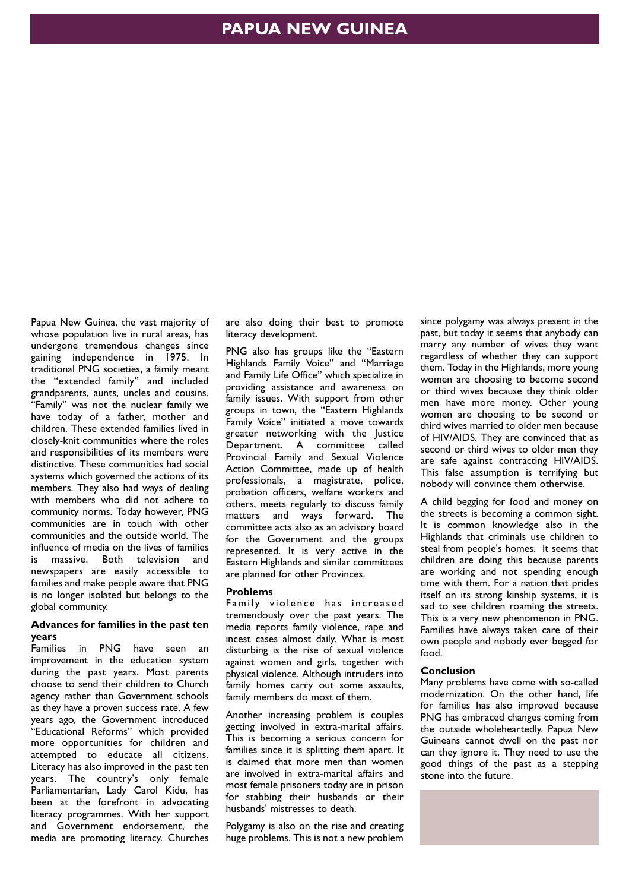# PAPUA NEW GUINEA

Papua New Guinea, the vast majority of whose population live in rural areas, has undergone tremendous changes since gaining independence in 1975. In traditional PNG societies, a family meant the "extended family" and included grandparents, aunts, uncles and cousins. "Family" was not the nuclear family we have today of a father, mother and children. These extended families lived in closely-knit communities where the roles and responsibilities of its members were distinctive. These communities had social systems which governed the actions of its members. They also had ways of dealing with members who did not adhere to community norms. Today however, PNG communities are in touch with other communities and the outside world. The influence of media on the lives of families is massive. Both television and newspapers are easily accessible to families and make people aware that PNG is no longer isolated but belongs to the global community.

**Advances for families in the past ten years**

Families in PNG have seen an improvement in the education system during the past years. Most parents choose to send their children to Church agency rather than Government schools as they have a proven success rate. A few years ago, the Government introduced "Educational Reforms" which provided more opportunities for children and attempted to educate all citizens. Literacy has also improved in the past ten years. The country's only female Parliamentarian, Lady Carol Kidu, has been at the forefront in advocating literacy programmes. With her support and Government endorsement, the media are promoting literacy. Churches are also doing their best to promote literacy development.

PNG also has groups like the "Eastern Highlands Family Voice" and "Marriage and Family Life Office" which specialize in providing assistance and awareness on family issues. With support from other groups in town, the "Eastern Highlands Family Voice" initiated a move towards greater networking with the Justice Department. A committee called Provincial Family and Sexual Violence Action Committee, made up of health professionals, a magistrate, police, probation officers, welfare workers and others, meets regularly to discuss family matters and ways forward. The committee acts also as an advisory board for the Government and the groups represented. It is very active in the Eastern Highlands and similar committees are planned for other Provinces.

**Problems**

Family violence has increased tremendously over the past years. The media reports family violence, rape and incest cases almost daily. What is most disturbing is the rise of sexual violence against women and girls, together with physical violence. Although intruders into family homes carry out some assaults, family members do most of them.

Another increasing problem is couples getting involved in extra-marital affairs. This is becoming a serious concern for families since it is splitting them apart. It is claimed that more men than women are involved in extra-marital affairs and most female prisoners today are in prison for stabbing their husbands or their husbands' mistresses to death.

Polygamy is also on the rise and creating huge problems. This is not a new problem since polygamy was always present in the past, but today it seems that anybody can marry any number of wives they want regardless of whether they can support them. Today in the Highlands, more young women are choosing to become second or third wives because they think older men have more money. Other young women are choosing to be second or third wives married to older men because of HIV/AIDS. They are convinced that as second or third wives to older men they are safe against contracting HIV/AIDS. This false assumption is terrifying but nobody will convince them otherwise.

A child begging for food and money on the streets is becoming a common sight. It is common knowledge also in the Highlands that criminals use children to steal from people's homes. It seems that children are doing this because parents are working and not spending enough time with them. For a nation that prides itself on its strong kinship systems, it is sad to see children roaming the streets. This is a very new phenomenon in PNG. Families have always taken care of their own people and nobody ever begged for food.

**Conclusion**

Many problems have come with so-called modernization. On the other hand, life for families has also improved because PNG has embraced changes coming from the outside wholeheartedly. Papua New Guineans cannot dwell on the past nor can they ignore it. They need to use the good things of the past as a stepping stone into the future.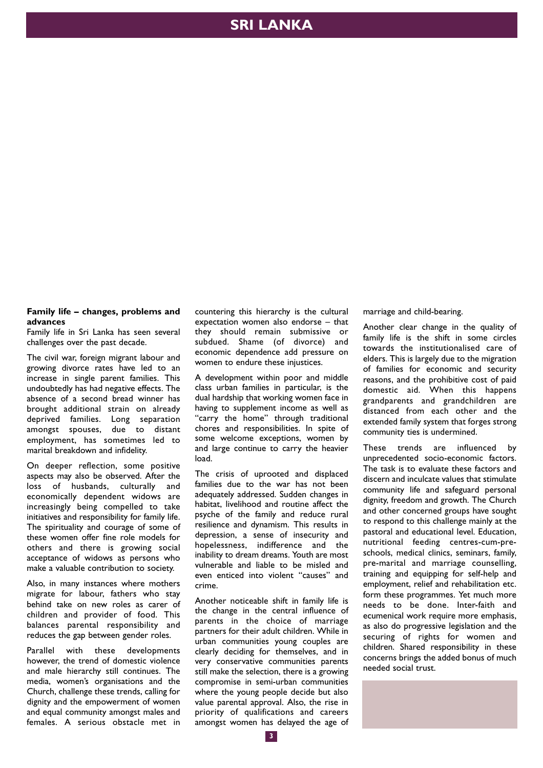# SRI LANKA

**Family life – changes, problems and advances**

Family life in Sri Lanka has seen several challenges over the past decade.

The civil war, foreign migrant labour and growing divorce rates have led to an increase in single parent families. This undoubtedly has had negative effects. The absence of a second bread winner has brought additional strain on already deprived families. Long separation amongst spouses, due to distant employment, has sometimes led to marital breakdown and infidelity.

On deeper reflection, some positive aspects may also be observed. After the loss of husbands, culturally and economically dependent widows are increasingly being compelled to take initiatives and responsibility for family life. The spirituality and courage of some of these women offer fine role models for others and there is growing social acceptance of widows as persons who make a valuable contribution to society.

Also, in many instances where mothers migrate for labour, fathers who stay behind take on new roles as carer of children and provider of food. This balances parental responsibility and reduces the gap between gender roles.

Parallel with these developments however, the trend of domestic violence and male hierarchy still continues. The media, women's organisations and the Church, challenge these trends, calling for dignity and the empowerment of women and equal community amongst males and females. A serious obstacle met in countering this hierarchy is the cultural expectation women also endorse – that they should remain submissive or subdued. Shame (of divorce) and economic dependence add pressure on women to endure these injustices.

A development within poor and middle class urban families in particular, is the dual hardship that working women face in having to supplement income as well as "carry the home" through traditional chores and responsibilities. In spite of some welcome exceptions, women by and large continue to carry the heavier load.

The crisis of uprooted and displaced families due to the war has not been adequately addressed. Sudden changes in habitat, livelihood and routine affect the psyche of the family and reduce rural resilience and dynamism. This results in depression, a sense of insecurity and hopelessness, indifference and the inability to dream dreams. Youth are most vulnerable and liable to be misled and even enticed into violent "causes" and crime.

Another noticeable shift in family life is the change in the central influence of parents in the choice of marriage partners for their adult children. While in urban communities young couples are clearly deciding for themselves, and in very conservative communities parents still make the selection, there is a growing compromise in semi-urban communities where the young people decide but also value parental approval. Also, the rise in priority of qualifications and careers amongst women has delayed the age of marriage and child-bearing.

Another clear change in the quality of family life is the shift in some circles towards the institutionalised care of elders. This is largely due to the migration of families for economic and security reasons, and the prohibitive cost of paid domestic aid. When this happens grandparents and grandchildren are distanced from each other and the extended family system that forges strong community ties is undermined.

These trends are influenced by unprecedented socio-economic factors. The task is to evaluate these factors and discern and inculcate values that stimulate community life and safeguard personal dignity, freedom and growth. The Church and other concerned groups have sought to respond to this challenge mainly at the pastoral and educational level. Education, nutritional feeding centres-cum-pre-schools, medical clinics, seminars, family, pre-marital and marriage counselling, training and equipping for self-help and employment, relief and rehabilitation etc. form these programmes. Yet much more needs to be done. Inter-faith and ecumenical work require more emphasis, as also do progressive legislation and the securing of rights for women and children. Shared responsibility in these concerns brings the added bonus of much needed social trust.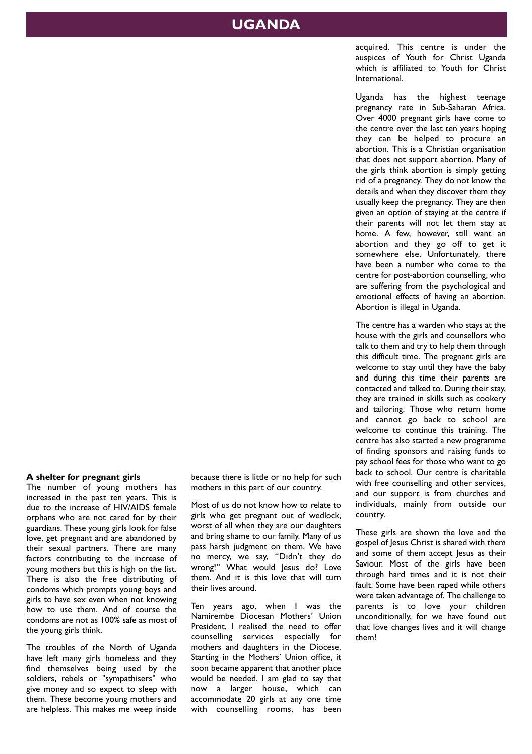# UGANDA

### A shelter for pregnant girls

The number of young mothers has increased in the past ten years. This is due to the increase of HIV/AIDS female orphans who are not cared for by their guardians. These young girls look for false love, get pregnant and are abandoned by their sexual partners. There are many factors contributing to the increase of young mothers but this is high on the list. There is also the free distributing of condoms which prompts young boys and girls to have sex even when not knowing how to use them. And of course the condoms are not as 100% safe as most of the young girls think.

The troubles of the North of Uganda have left many girls homeless and they find themselves being used by the soldiers, rebels or "sympathisers" who give money and so expect to sleep with them. These become young mothers and are helpless. This makes me weep inside because there is little or no help for such mothers in this part of our country.

Most of us do not know how to relate to girls who get pregnant out of wedlock, worst of all when they are our daughters and bring shame to our family. Many of us pass harsh judgment on them. We have no mercy, we say, "Didn't they do wrong!" What would Jesus do? Love them. And it is this love that will turn their lives around.

Ten years ago, when I was the Namirembe Diocesan Mothers' Union President, I realised the need to offer counselling services especially for mothers and daughters in the Diocese. Starting in the Mothers' Union office, it soon became apparent that another place would be needed. I am glad to say that now a larger house, which can accommodate 20 girls at any one time with counselling rooms, has been acquired. This centre is under the auspices of Youth for Christ Uganda which is affiliated to Youth for Christ International.

Uganda has the highest teenage pregnancy rate in Sub-Saharan Africa. Over 4000 pregnant girls have come to the centre over the last ten years hoping they can be helped to procure an abortion. This is a Christian organisation that does not support abortion. Many of the girls think abortion is simply getting rid of a pregnancy. They do not know the details and when they discover them they usually keep the pregnancy. They are then given an option of staying at the centre if their parents will not let them stay at home. A few, however, still want an abortion and they go off to get it somewhere else. Unfortunately, there have been a number who come to the centre for post-abortion counselling, who are suffering from the psychological and emotional effects of having an abortion. Abortion is illegal in Uganda.

The centre has a warden who stays at the house with the girls and counsellors who talk to them and try to help them through this difficult time. The pregnant girls are welcome to stay until they have the baby and during this time their parents are contacted and talked to. During their stay, they are trained in skills such as cookery and tailoring. Those who return home and cannot go back to school are welcome to continue this training. The centre has also started a new programme of finding sponsors and raising funds to pay school fees for those who want to go back to school. Our centre is charitable with free counselling and other services, and our support is from churches and individuals, mainly from outside our country.

These girls are shown the love and the gospel of Jesus Christ is shared with them and some of them accept Jesus as their Saviour. Most of the girls have been through hard times and it is not their fault. Some have been raped while others were taken advantage of. The challenge to parents is to love your children unconditionally, for we have found out that love changes lives and it will change them!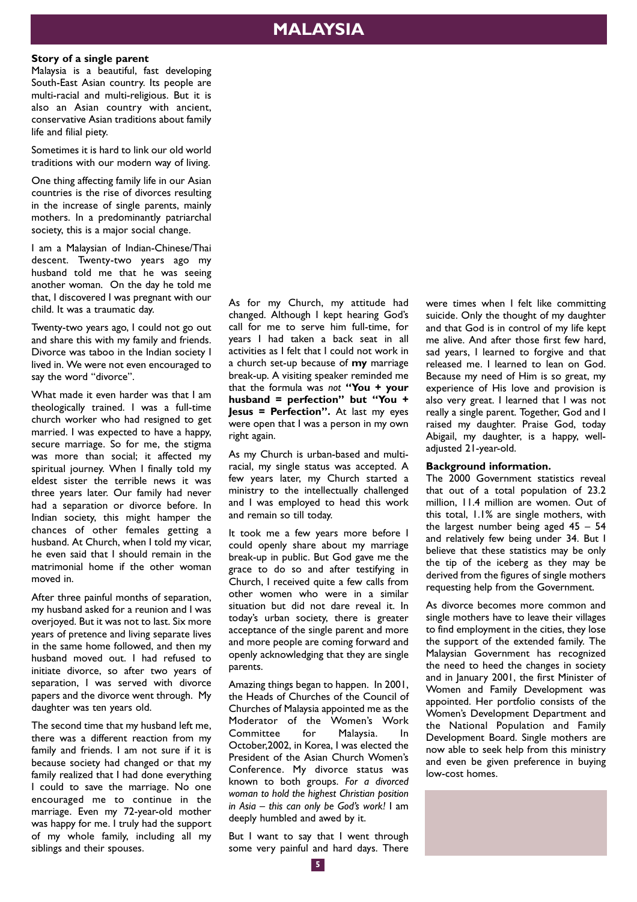# MALAYSIA

**Story of a single parent**

Malaysia is a beautiful, fast developing South-East Asian country. Its people are multi-racial and multi-religious. But it is also an Asian country with ancient, conservative Asian traditions about family life and filial piety.

Sometimes it is hard to link our old world traditions with our modern way of living.

One thing affecting family life in our Asian countries is the rise of divorces resulting in the increase of single parents, mainly mothers. In a predominantly patriarchal society, this is a major social change.

I am a Malaysian of Indian-Chinese/Thai descent. Twenty-two years ago my husband told me that he was seeing another woman. On the day he told me that, I discovered I was pregnant with our child. It was a traumatic day.

Twenty-two years ago, I could not go out and share this with my family and friends. Divorce was taboo in the Indian society I lived in. We were not even encouraged to say the word "divorce".

What made it even harder was that I am theologically trained. I was a full-time church worker who had resigned to get married. I was expected to have a happy, secure marriage. So for me, the stigma was more than social; it affected my spiritual journey. When I finally told my eldest sister the terrible news it was three years later. Our family had never had a separation or divorce before. In Indian society, this might hamper the chances of other females getting a husband. At Church, when I told my vicar, he even said that I should remain in the matrimonial home if the other woman moved in.

After three painful months of separation, my husband asked for a reunion and I was overjoyed. But it was not to last. Six more years of pretence and living separate lives in the same home followed, and then my husband moved out. I had refused to initiate divorce, so after two years of separation, I was served with divorce papers and the divorce went through. My daughter was ten years old.

The second time that my husband left me, there was a different reaction from my family and friends. I am not sure if it is because society had changed or that my family realized that I had done everything I could to save the marriage. No one encouraged me to continue in the marriage. Even my 72-year-old mother was happy for me. I truly had the support of my whole family, including all my siblings and their spouses.

As for my Church, my attitude had changed. Although I kept hearing God's call for me to serve him full-time, for years I had taken a back seat in all activities as I felt that I could not work in a church set-up because of **my** marriage break-up. A visiting speaker reminded me that the formula was *not* **"You + your husband = perfection" but "You + Jesus = Perfection".** At last my eyes were open that I was a person in my own right again.

As my Church is urban-based and multi-racial, my single status was accepted. A few years later, my Church started a ministry to the intellectually challenged and I was employed to head this work and remain so till today.

It took me a few years more before I could openly share about my marriage break-up in public. But God gave me the grace to do so and after testifying in Church, I received quite a few calls from other women who were in a similar situation but did not dare reveal it. In today's urban society, there is greater acceptance of the single parent and more and more people are coming forward and openly acknowledging that they are single parents.

Amazing things began to happen. In 2001, the Heads of Churches of the Council of Churches of Malaysia appointed me as the Moderator of the Women's Work Committee for Malaysia. In October,2002, in Korea, I was elected the President of the Asian Church Women's Conference. My divorce status was known to both groups. *For a divorced woman to hold the highest Christian position in Asia – this can only be God's work!* I am deeply humbled and awed by it.

But I want to say that I went through some very painful and hard days. There were times when I felt like committing suicide. Only the thought of my daughter and that God is in control of my life kept me alive. And after those first few hard, sad years, I learned to forgive and that released me. I learned to lean on God. Because my need of Him is so great, my experience of His love and provision is also very great. I learned that I was not really a single parent. Together, God and I raised my daughter. Praise God, today Abigail, my daughter, is a happy, well-adjusted 21-year-old.

**Background information.**

The 2000 Government statistics reveal that out of a total population of 23.2 million, 11.4 million are women. Out of this total, 1.1% are single mothers, with the largest number being aged 45 – 54 and relatively few being under 34. But I believe that these statistics may be only the tip of the iceberg as they may be derived from the figures of single mothers requesting help from the Government.

As divorce becomes more common and single mothers have to leave their villages to find employment in the cities, they lose the support of the extended family. The Malaysian Government has recognized the need to heed the changes in society and in January 2001, the first Minister of Women and Family Development was appointed. Her portfolio consists of the Women's Development Department and the National Population and Family Development Board. Single mothers are now able to seek help from this ministry and even be given preference in buying low-cost homes.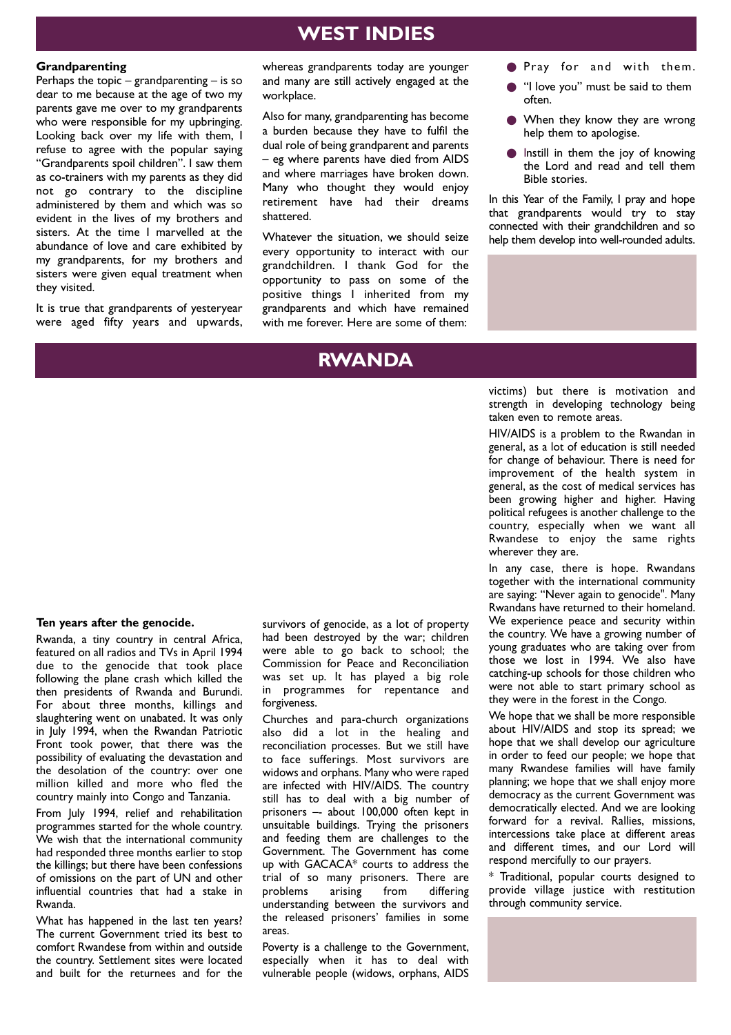# WEST INDIES

### Grandparenting

Perhaps the topic – grandparenting – is so dear to me because at the age of two my parents gave me over to my grandparents who were responsible for my upbringing. Looking back over my life with them, I refuse to agree with the popular saying "Grandparents spoil children". I saw them as co-trainers with my parents as they did not go contrary to the discipline administered by them and which was so evident in the lives of my brothers and sisters. At the time I marvelled at the abundance of love and care exhibited by my grandparents, for my brothers and sisters were given equal treatment when they visited.

It is true that grandparents of yesteryear were aged fifty years and upwards, whereas grandparents today are younger and many are still actively engaged at the workplace.

Also for many, grandparenting has become a burden because they have to fulfil the dual role of being grandparent and parents – eg where parents have died from AIDS and where marriages have broken down. Many who thought they would enjoy retirement have had their dreams shattered.

Whatever the situation, we should seize every opportunity to interact with our grandchildren. I thank God for the opportunity to pass on some of the positive things I inherited from my grandparents and which have remained with me forever. Here are some of them:

- Pray for and with them.
- "I love you" must be said to them often.
- When they know they are wrong help them to apologise.
- Instill in them the joy of knowing the Lord and read and tell them Bible stories.

In this Year of the Family, I pray and hope that grandparents would try to stay connected with their grandchildren and so help them develop into well-rounded adults.

# RWANDA

### Ten years after the genocide.

Rwanda, a tiny country in central Africa, featured on all radios and TVs in April 1994 due to the genocide that took place following the plane crash which killed the then presidents of Rwanda and Burundi. For about three months, killings and slaughtering went on unabated. It was only in July 1994, when the Rwandan Patriotic Front took power, that there was the possibility of evaluating the devastation and the desolation of the country: over one million killed and more who fled the country mainly into Congo and Tanzania.

From July 1994, relief and rehabilitation programmes started for the whole country. We wish that the international community had responded three months earlier to stop the killings; but there have been confessions of omissions on the part of UN and other influential countries that had a stake in Rwanda.

What has happened in the last ten years? The current Government tried its best to comfort Rwandese from within and outside the country. Settlement sites were located and built for the returnees and for the survivors of genocide, as a lot of property had been destroyed by the war; children were able to go back to school; the Commission for Peace and Reconciliation was set up. It has played a big role in programmes for repentance and forgiveness.

Churches and para-church organizations also did a lot in the healing and reconciliation processes. But we still have to face sufferings. Most survivors are widows and orphans. Many who were raped are infected with HIV/AIDS. The country still has to deal with a big number of prisoners –- about 100,000 often kept in unsuitable buildings. Trying the prisoners and feeding them are challenges to the Government. The Government has come up with GACACA* courts to address the trial of so many prisoners. There are problems arising from differing understanding between the survivors and the released prisoners' families in some areas.

Poverty is a challenge to the Government, especially when it has to deal with vulnerable people (widows, orphans, AIDS victims) but there is motivation and strength in developing technology being taken even to remote areas.

HIV/AIDS is a problem to the Rwandan in general, as a lot of education is still needed for change of behaviour. There is need for improvement of the health system in general, as the cost of medical services has been growing higher and higher. Having political refugees is another challenge to the country, especially when we want all Rwandese to enjoy the same rights wherever they are.

In any case, there is hope. Rwandans together with the international community are saying: "Never again to genocide". Many Rwandans have returned to their homeland. We experience peace and security within the country. We have a growing number of young graduates who are taking over from those we lost in 1994. We also have catching-up schools for those children who were not able to start primary school as they were in the forest in the Congo.

We hope that we shall be more responsible about HIV/AIDS and stop its spread; we hope that we shall develop our agriculture in order to feed our people; we hope that many Rwandese families will have family planning; we hope that we shall enjoy more democracy as the current Government was democratically elected. And we are looking forward for a revival. Rallies, missions, intercessions take place at different areas and different times, and our Lord will respond mercifully to our prayers.

\* Traditional, popular courts designed to provide village justice with restitution through community service.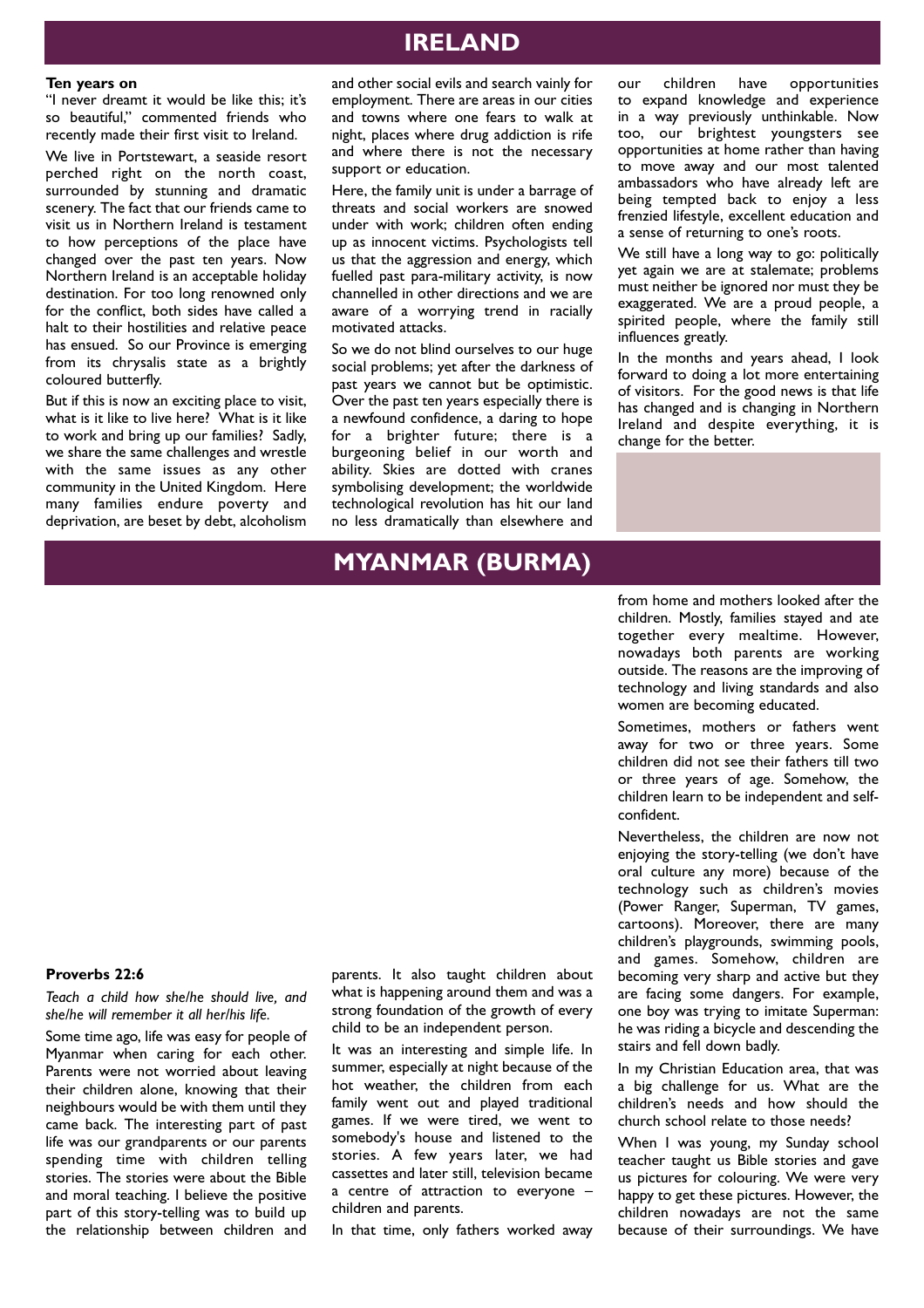# IRELAND

**Ten years on**

"I never dreamt it would be like this; it's so beautiful," commented friends who recently made their first visit to Ireland.

We live in Portstewart, a seaside resort perched right on the north coast, surrounded by stunning and dramatic scenery. The fact that our friends came to visit us in Northern Ireland is testament to how perceptions of the place have changed over the past ten years. Now Northern Ireland is an acceptable holiday destination. For too long renowned only for the conflict, both sides have called a halt to their hostilities and relative peace has ensued. So our Province is emerging from its chrysalis state as a brightly coloured butterfly.

But if this is now an exciting place to visit, what is it like to live here? What is it like to work and bring up our families? Sadly, we share the same challenges and wrestle with the same issues as any other community in the United Kingdom. Here many families endure poverty and deprivation, are beset by debt, alcoholism and other social evils and search vainly for employment. There are areas in our cities and towns where one fears to walk at night, places where drug addiction is rife and where there is not the necessary support or education.

Here, the family unit is under a barrage of threats and social workers are snowed under with work; children often ending up as innocent victims. Psychologists tell us that the aggression and energy, which fuelled past para-military activity, is now channelled in other directions and we are aware of a worrying trend in racially motivated attacks.

So we do not blind ourselves to our huge social problems; yet after the darkness of past years we cannot but be optimistic. Over the past ten years especially there is a newfound confidence, a daring to hope for a brighter future; there is a burgeoning belief in our worth and ability. Skies are dotted with cranes symbolising development; the worldwide technological revolution has hit our land no less dramatically than elsewhere and our children have opportunities to expand knowledge and experience in a way previously unthinkable. Now too, our brightest youngsters see opportunities at home rather than having to move away and our most talented ambassadors who have already left are being tempted back to enjoy a less frenzied lifestyle, excellent education and a sense of returning to one's roots.

We still have a long way to go: politically yet again we are at stalemate; problems must neither be ignored nor must they be exaggerated. We are a proud people, a spirited people, where the family still influences greatly.

In the months and years ahead, I look forward to doing a lot more entertaining of visitors. For the good news is that life has changed and is changing in Northern Ireland and despite everything, it is change for the better.

# MYANMAR (BURMA)

**Proverbs 22:6**

*Teach a child how she/he should live, and she/he will remember it all her/his life.*

Some time ago, life was easy for people of Myanmar when caring for each other. Parents were not worried about leaving their children alone, knowing that their neighbours would be with them until they came back. The interesting part of past life was our grandparents or our parents spending time with children telling stories. The stories were about the Bible and moral teaching. I believe the positive part of this story-telling was to build up the relationship between children and parents. It also taught children about what is happening around them and was a strong foundation of the growth of every child to be an independent person.

It was an interesting and simple life. In summer, especially at night because of the hot weather, the children from each family went out and played traditional games. If we were tired, we went to somebody's house and listened to the stories. A few years later, we had cassettes and later still, television became a centre of attraction to everyone – children and parents.

In that time, only fathers worked away from home and mothers looked after the children. Mostly, families stayed and ate together every mealtime. However, nowadays both parents are working outside. The reasons are the improving of technology and living standards and also women are becoming educated.

Sometimes, mothers or fathers went away for two or three years. Some children did not see their fathers till two or three years of age. Somehow, the children learn to be independent and self-confident.

Nevertheless, the children are now not enjoying the story-telling (we don't have oral culture any more) because of the technology such as children's movies (Power Ranger, Superman, TV games, cartoons). Moreover, there are many children's playgrounds, swimming pools, and games. Somehow, children are becoming very sharp and active but they are facing some dangers. For example, one boy was trying to imitate Superman: he was riding a bicycle and descending the stairs and fell down badly.

In my Christian Education area, that was a big challenge for us. What are the children's needs and how should the church school relate to those needs?

When I was young, my Sunday school teacher taught us Bible stories and gave us pictures for colouring. We were very happy to get these pictures. However, the children nowadays are not the same because of their surroundings. We have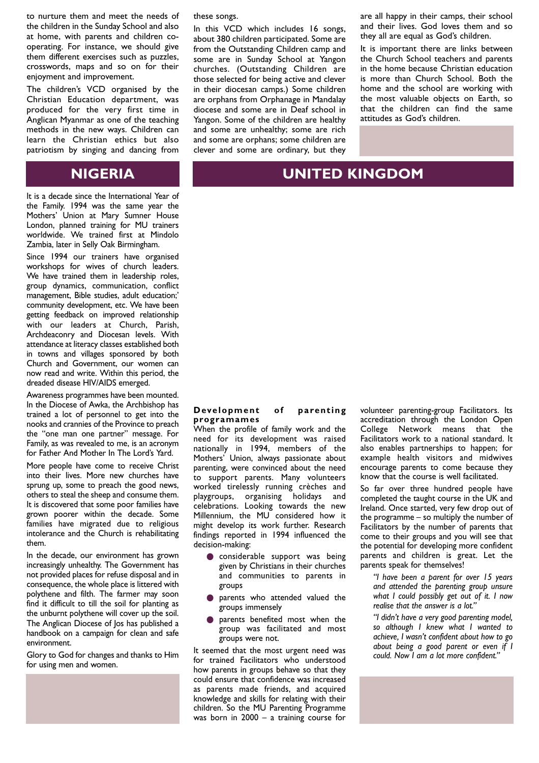to nurture them and meet the needs of the children in the Sunday School and also at home, with parents and children co-operating. For instance, we should give them different exercises such as puzzles, crosswords, maps and so on for their enjoyment and improvement.

The children's VCD organised by the Christian Education department, was produced for the very first time in Anglican Myanmar as one of the teaching methods in the new ways. Children can learn the Christian ethics but also patriotism by singing and dancing from these songs.

In this VCD which includes 16 songs, about 380 children participated. Some are from the Outstanding Children camp and some are in Sunday School at Yangon churches. (Outstanding Children are those selected for being active and clever in their diocesan camps.) Some children are orphans from Orphanage in Mandalay diocese and some are in Deaf school in Yangon. Some of the children are healthy and some are unhealthy; some are rich and some are orphans; some children are clever and some are ordinary, but they are all happy in their camps, their school and their lives. God loves them and so they all are equal as God's children.

It is important there are links between the Church School teachers and parents in the home because Christian education is more than Church School. Both the home and the school are working with the most valuable objects on Earth, so that the children can find the same attitudes as God's children.

## NIGERIA

It is a decade since the International Year of the Family. 1994 was the same year the Mothers' Union at Mary Sumner House London, planned training for MU trainers worldwide. We trained first at Mindolo Zambia, later in Selly Oak Birmingham.

Since 1994 our trainers have organised workshops for wives of church leaders. We have trained them in leadership roles, group dynamics, communication, conflict management, Bible studies, adult education;' community development, etc. We have been getting feedback on improved relationship with our leaders at Church, Parish, Archdeaconry and Diocesan levels. With attendance at literacy classes established both in towns and villages sponsored by both Church and Government, our women can now read and write. Within this period, the dreaded disease HIV/AIDS emerged.

Awareness programmes have been mounted. In the Diocese of Awka, the Archbishop has trained a lot of personnel to get into the nooks and crannies of the Province to preach the "one man one partner" message. For Family, as was revealed to me, is an acronym for Father And Mother In The Lord's Yard.

More people have come to receive Christ into their lives. More new churches have sprung up, some to preach the good news, others to steal the sheep and consume them. It is discovered that some poor families have grown poorer within the decade. Some families have migrated due to religious intolerance and the Church is rehabilitating them.

In the decade, our environment has grown increasingly unhealthy. The Government has not provided places for refuse disposal and in consequence, the whole place is littered with polythene and filth. The farmer may soon find it difficult to till the soil for planting as the unburnt polythene will cover up the soil. The Anglican Diocese of Jos has published a handbook on a campaign for clean and safe environment.

Glory to God for changes and thanks to Him for using men and women.

## UNITED KINGDOM

### Development of parenting programmes

When the profile of family work and the need for its development was raised nationally in 1994, members of the Mothers' Union, always passionate about parenting, were convinced about the need to support parents. Many volunteers worked tirelessly running crèches and playgroups, organising holidays and celebrations. Looking towards the new Millennium, the MU considered how it might develop its work further. Research findings reported in 1994 influenced the decision-making:

- considerable support was being given by Christians in their churches and communities to parents in groups
- parents who attended valued the groups immensely
- parents benefited most when the group was facilitated and most groups were not.

It seemed that the most urgent need was for trained Facilitators who understood how parents in groups behave so that they could ensure that confidence was increased as parents made friends, and acquired knowledge and skills for relating with their children. So the MU Parenting Programme was born in 2000 – a training course for volunteer parenting-group Facilitators. Its accreditation through the London Open College Network means that the Facilitators work to a national standard. It also enables partnerships to happen; for example health visitors and midwives encourage parents to come because they know that the course is well facilitated.

So far over three hundred people have completed the taught course in the UK and Ireland. Once started, very few drop out of the programme – so multiply the number of Facilitators by the number of parents that come to their groups and you will see that the potential for developing more confident parents and children is great. Let the parents speak for themselves!

*"I have been a parent for over 15 years and attended the parenting group unsure what I could possibly get out of it. I now realise that the answer is a lot."*

*"I didn't have a very good parenting model, so although I knew what I wanted to achieve, I wasn't confident about how to go about being a good parent or even if I could. Now I am a lot more confident."*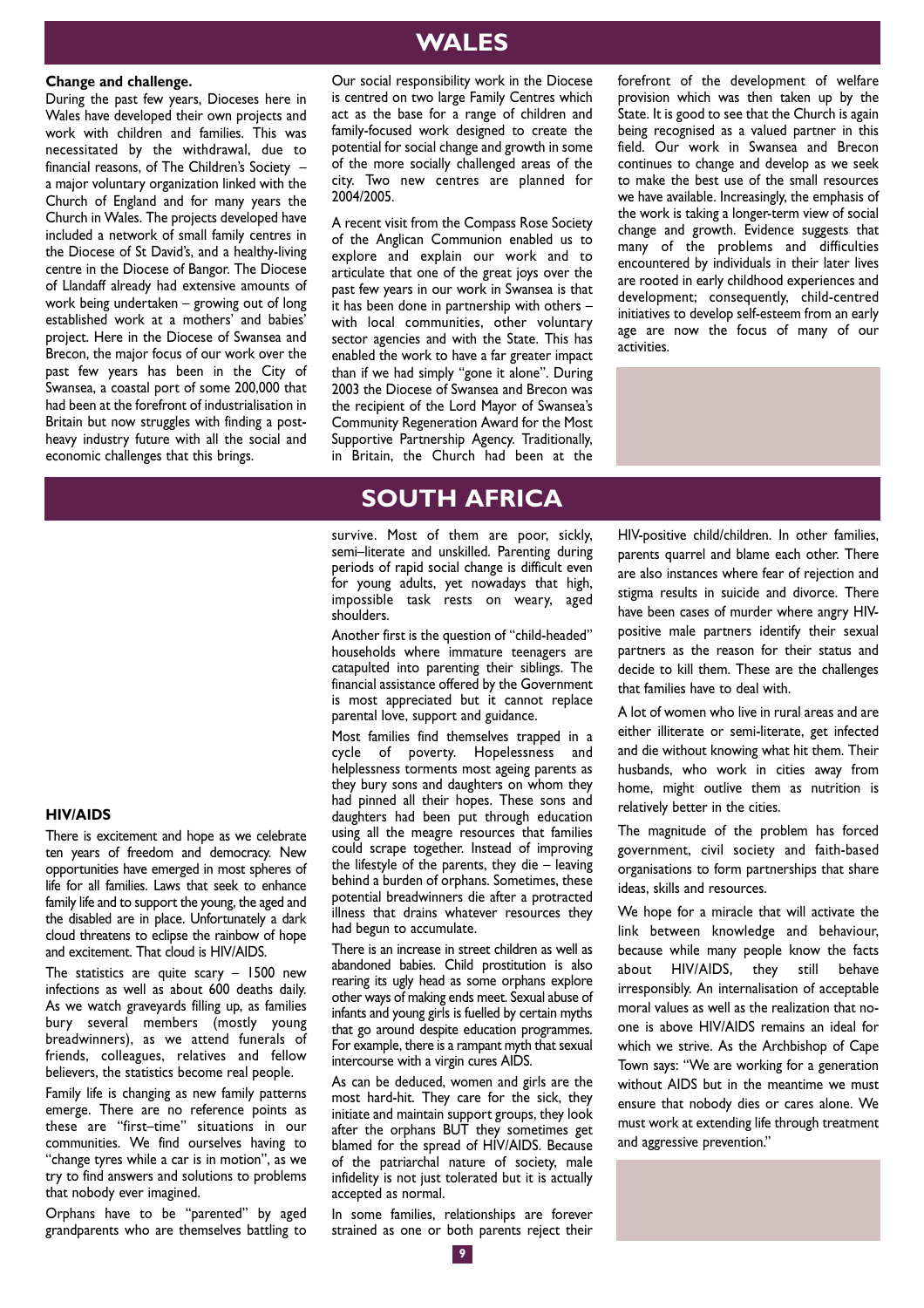# WALES

**Change and challenge.**

During the past few years, Dioceses here in Wales have developed their own projects and work with children and families. This was necessitated by the withdrawal, due to financial reasons, of The Children's Society – a major voluntary organization linked with the Church of England and for many years the Church in Wales. The projects developed have included a network of small family centres in the Diocese of St David's, and a healthy-living centre in the Diocese of Bangor. The Diocese of Llandaff already had extensive amounts of work being undertaken – growing out of long established work at a mothers' and babies' project. Here in the Diocese of Swansea and Brecon, the major focus of our work over the past few years has been in the City of Swansea, a coastal port of some 200,000 that had been at the forefront of industrialisation in Britain but now struggles with finding a post-heavy industry future with all the social and economic challenges that this brings.

Our social responsibility work in the Diocese is centred on two large Family Centres which act as the base for a range of children and family-focused work designed to create the potential for social change and growth in some of the more socially challenged areas of the city. Two new centres are planned for 2004/2005.

A recent visit from the Compass Rose Society of the Anglican Communion enabled us to explore and explain our work and to articulate that one of the great joys over the past few years in our work in Swansea is that it has been done in partnership with others – with local communities, other voluntary sector agencies and with the State. This has enabled the work to have a far greater impact than if we had simply "gone it alone". During 2003 the Diocese of Swansea and Brecon was the recipient of the Lord Mayor of Swansea's Community Regeneration Award for the Most Supportive Partnership Agency. Traditionally, in Britain, the Church had been at the forefront of the development of welfare provision which was then taken up by the State. It is good to see that the Church is again being recognised as a valued partner in this field. Our work in Swansea and Brecon continues to change and develop as we seek to make the best use of the small resources we have available. Increasingly, the emphasis of the work is taking a longer-term view of social change and growth. Evidence suggests that many of the problems and difficulties encountered by individuals in their later lives are rooted in early childhood experiences and development; consequently, child-centred initiatives to develop self-esteem from an early age are now the focus of many of our activities.

# SOUTH AFRICA

**HIV/AIDS**

There is excitement and hope as we celebrate ten years of freedom and democracy. New opportunities have emerged in most spheres of life for all families. Laws that seek to enhance family life and to support the young, the aged and the disabled are in place. Unfortunately a dark cloud threatens to eclipse the rainbow of hope and excitement. That cloud is HIV/AIDS.

The statistics are quite scary – 1500 new infections as well as about 600 deaths daily. As we watch graveyards filling up, as families bury several members (mostly young breadwinners), as we attend funerals of friends, colleagues, relatives and fellow believers, the statistics become real people.

Family life is changing as new family patterns emerge. There are no reference points as these are "first–time" situations in our communities. We find ourselves having to "change tyres while a car is in motion", as we try to find answers and solutions to problems that nobody ever imagined.

Orphans have to be "parented" by aged grandparents who are themselves battling to survive. Most of them are poor, sickly, semi–literate and unskilled. Parenting during periods of rapid social change is difficult even for young adults, yet nowadays that high, impossible task rests on weary, aged shoulders.

Another first is the question of "child-headed" households where immature teenagers are catapulted into parenting their siblings. The financial assistance offered by the Government is most appreciated but it cannot replace parental love, support and guidance.

Most families find themselves trapped in a cycle of poverty. Hopelessness and helplessness torments most ageing parents as they bury sons and daughters on whom they had pinned all their hopes. These sons and daughters had been put through education using all the meagre resources that families could scrape together. Instead of improving the lifestyle of the parents, they die – leaving behind a burden of orphans. Sometimes, these potential breadwinners die after a protracted illness that drains whatever resources they had begun to accumulate.

There is an increase in street children as well as abandoned babies. Child prostitution is also rearing its ugly head as some orphans explore other ways of making ends meet. Sexual abuse of infants and young girls is fuelled by certain myths that go around despite education programmes. For example, there is a rampant myth that sexual intercourse with a virgin cures AIDS.

As can be deduced, women and girls are the most hard-hit. They care for the sick, they initiate and maintain support groups, they look after the orphans BUT they sometimes get blamed for the spread of HIV/AIDS. Because of the patriarchal nature of society, male infidelity is not just tolerated but it is actually accepted as normal.

In some families, relationships are forever strained as one or both parents reject their HIV-positive child/children. In other families, parents quarrel and blame each other. There are also instances where fear of rejection and stigma results in suicide and divorce. There have been cases of murder where angry HIV-positive male partners identify their sexual partners as the reason for their status and decide to kill them. These are the challenges that families have to deal with.

A lot of women who live in rural areas and are either illiterate or semi-literate, get infected and die without knowing what hit them. Their husbands, who work in cities away from home, might outlive them as nutrition is relatively better in the cities.

The magnitude of the problem has forced government, civil society and faith-based organisations to form partnerships that share ideas, skills and resources.

We hope for a miracle that will activate the link between knowledge and behaviour, because while many people know the facts about HIV/AIDS, they still behave irresponsibly. An internalisation of acceptable moral values as well as the realization that no-one is above HIV/AIDS remains an ideal for which we strive. As the Archbishop of Cape Town says: "We are working for a generation without AIDS but in the meantime we must ensure that nobody dies or cares alone. We must work at extending life through treatment and aggressive prevention."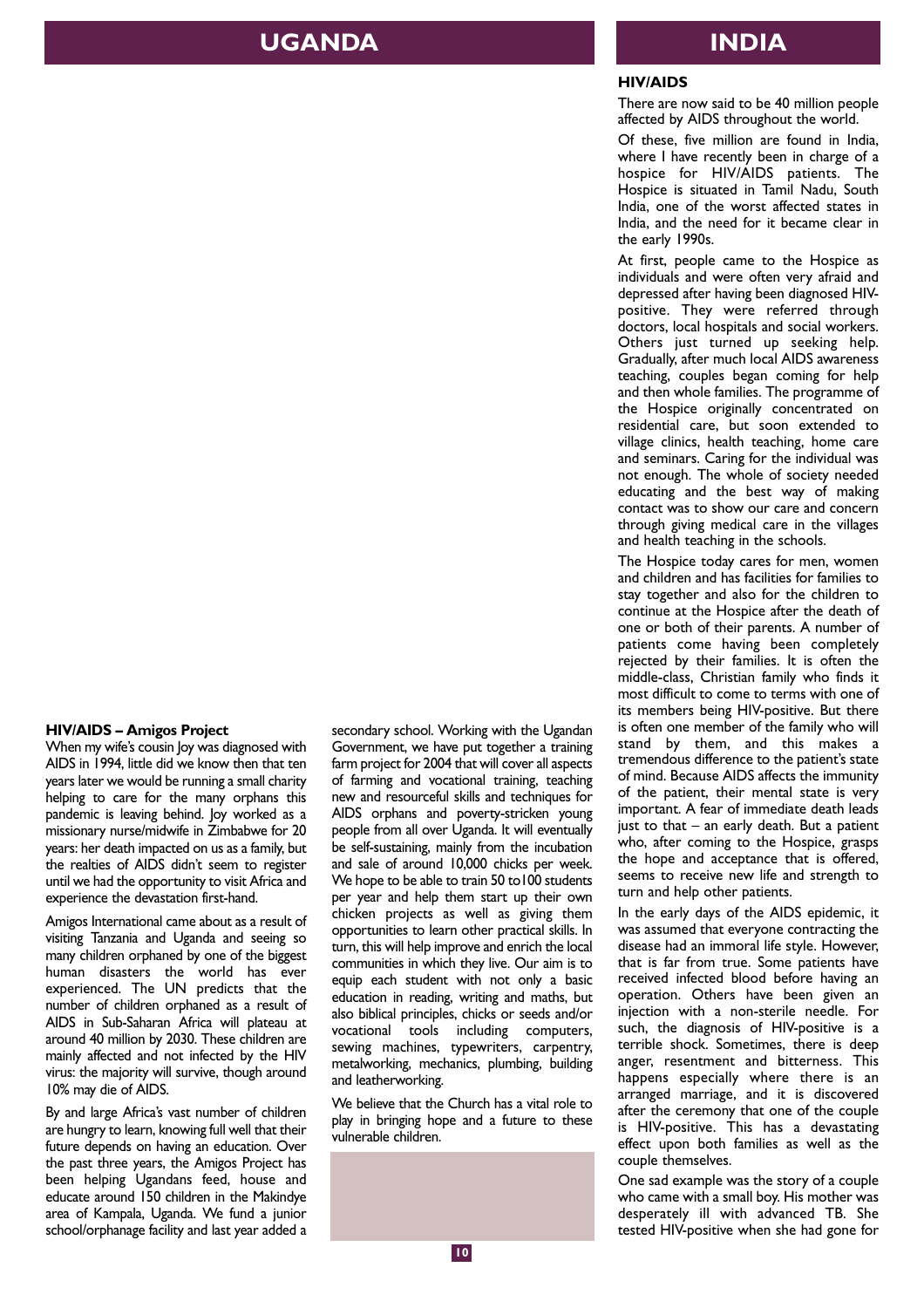# UGANDA

### HIV/AIDS – Amigos Project

When my wife's cousin Joy was diagnosed with AIDS in 1994, little did we know then that ten years later we would be running a small charity helping to care for the many orphans this pandemic is leaving behind. Joy worked as a missionary nurse/midwife in Zimbabwe for 20 years: her death impacted on us as a family, but the realties of AIDS didn't seem to register until we had the opportunity to visit Africa and experience the devastation first-hand.

Amigos International came about as a result of visiting Tanzania and Uganda and seeing so many children orphaned by one of the biggest human disasters the world has ever experienced. The UN predicts that the number of children orphaned as a result of AIDS in Sub-Saharan Africa will plateau at around 40 million by 2030. These children are mainly affected and not infected by the HIV virus: the majority will survive, though around 10% may die of AIDS.

By and large Africa's vast number of children are hungry to learn, knowing full well that their future depends on having an education. Over the past three years, the Amigos Project has been helping Ugandans feed, house and educate around 150 children in the Makindye area of Kampala, Uganda. We fund a junior school/orphanage facility and last year added a secondary school. Working with the Ugandan Government, we have put together a training farm project for 2004 that will cover all aspects of farming and vocational training, teaching new and resourceful skills and techniques for AIDS orphans and poverty-stricken young people from all over Uganda. It will eventually be self-sustaining, mainly from the incubation and sale of around 10,000 chicks per week. We hope to be able to train 50 to100 students per year and help them start up their own chicken projects as well as giving them opportunities to learn other practical skills. In turn, this will help improve and enrich the local communities in which they live. Our aim is to equip each student with not only a basic education in reading, writing and maths, but also biblical principles, chicks or seeds and/or vocational tools including computers, sewing machines, typewriters, carpentry, metalworking, mechanics, plumbing, building and leatherworking.

We believe that the Church has a vital role to play in bringing hope and a future to these vulnerable children.

# INDIA

### HIV/AIDS

There are now said to be 40 million people affected by AIDS throughout the world.

Of these, five million are found in India, where I have recently been in charge of a hospice for HIV/AIDS patients. The Hospice is situated in Tamil Nadu, South India, one of the worst affected states in India, and the need for it became clear in the early 1990s.

At first, people came to the Hospice as individuals and were often very afraid and depressed after having been diagnosed HIV-positive. They were referred through doctors, local hospitals and social workers. Others just turned up seeking help. Gradually, after much local AIDS awareness teaching, couples began coming for help and then whole families. The programme of the Hospice originally concentrated on residential care, but soon extended to village clinics, health teaching, home care and seminars. Caring for the individual was not enough. The whole of society needed educating and the best way of making contact was to show our care and concern through giving medical care in the villages and health teaching in the schools.

The Hospice today cares for men, women and children and has facilities for families to stay together and also for the children to continue at the Hospice after the death of one or both of their parents. A number of patients come having been completely rejected by their families. It is often the middle-class, Christian family who finds it most difficult to come to terms with one of its members being HIV-positive. But there is often one member of the family who will stand by them, and this makes a tremendous difference to the patient's state of mind. Because AIDS affects the immunity of the patient, their mental state is very important. A fear of immediate death leads just to that – an early death. But a patient who, after coming to the Hospice, grasps the hope and acceptance that is offered, seems to receive new life and strength to turn and help other patients.

In the early days of the AIDS epidemic, it was assumed that everyone contracting the disease had an immoral life style. However, that is far from true. Some patients have received infected blood before having an operation. Others have been given an injection with a non-sterile needle. For such, the diagnosis of HIV-positive is a terrible shock. Sometimes, there is deep anger, resentment and bitterness. This happens especially where there is an arranged marriage, and it is discovered after the ceremony that one of the couple is HIV-positive. This has a devastating effect upon both families as well as the couple themselves.

One sad example was the story of a couple who came with a small boy. His mother was desperately ill with advanced TB. She tested HIV-positive when she had gone for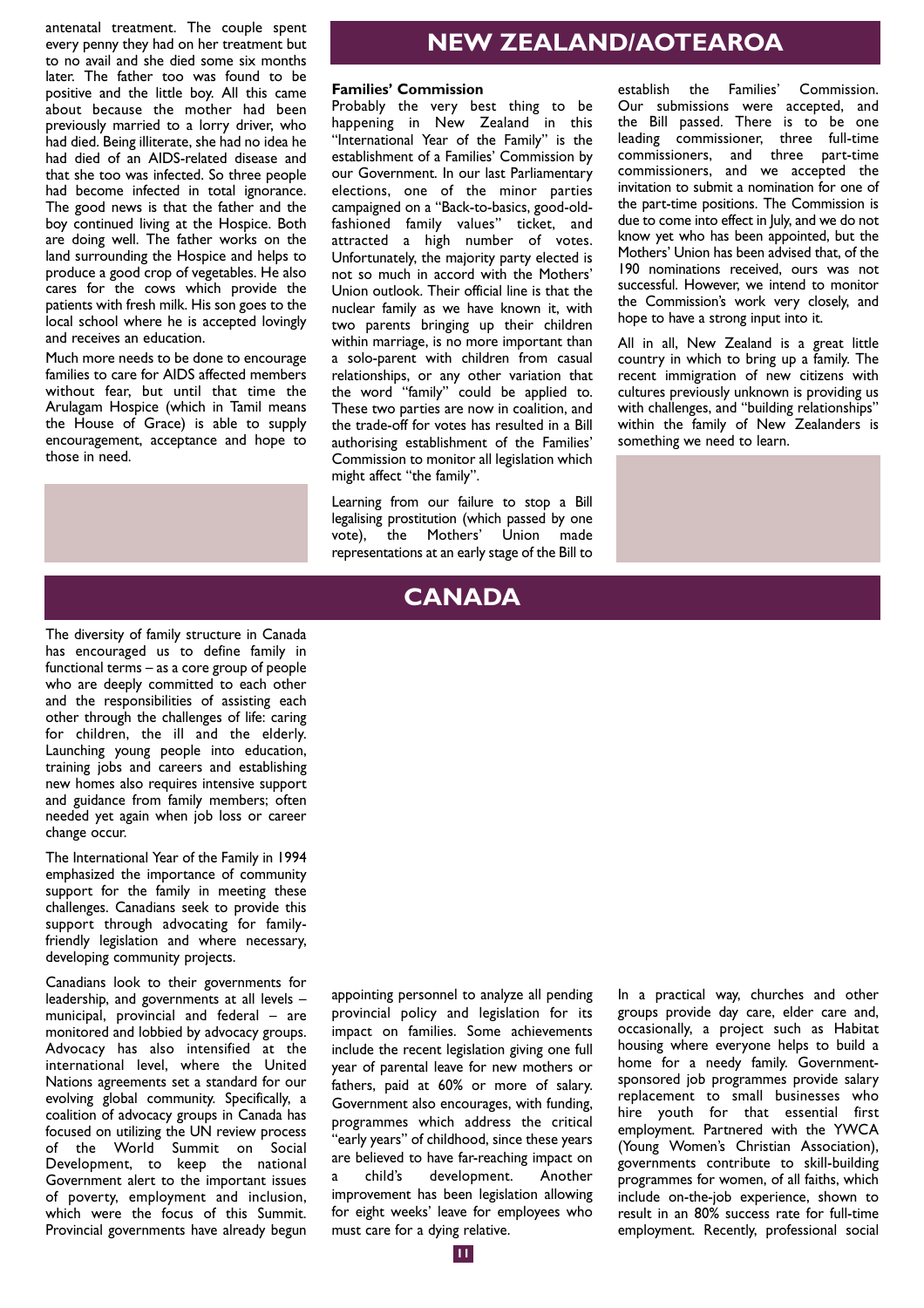antenatal treatment. The couple spent every penny they had on her treatment but to no avail and she died some six months later. The father too was found to be positive and the little boy. All this came about because the mother had been previously married to a lorry driver, who had died. Being illiterate, she had no idea he had died of an AIDS-related disease and that she too was infected. So three people had become infected in total ignorance. The good news is that the father and the boy continued living at the Hospice. Both are doing well. The father works on the land surrounding the Hospice and helps to produce a good crop of vegetables. He also cares for the cows which provide the patients with fresh milk. His son goes to the local school where he is accepted lovingly and receives an education.

Much more needs to be done to encourage families to care for AIDS affected members without fear, but until that time the Arulagam Hospice (which in Tamil means the House of Grace) is able to supply encouragement, acceptance and hope to those in need.

# NEW ZEALAND/AOTEAROA

**Families' Commission**

Probably the very best thing to be happening in New Zealand in this "International Year of the Family" is the establishment of a Families' Commission by our Government. In our last Parliamentary elections, one of the minor parties campaigned on a "Back-to-basics, good-old-fashioned family values" ticket, and attracted a high number of votes. Unfortunately, the majority party elected is not so much in accord with the Mothers' Union outlook. Their official line is that the nuclear family as we have known it, with two parents bringing up their children within marriage, is no more important than a solo-parent with children from casual relationships, or any other variation that the word "family" could be applied to. These two parties are now in coalition, and the trade-off for votes has resulted in a Bill authorising establishment of the Families' Commission to monitor all legislation which might affect "the family".

Learning from our failure to stop a Bill legalising prostitution (which passed by one vote), the Mothers' Union made representations at an early stage of the Bill to establish the Families' Commission. Our submissions were accepted, and the Bill passed. There is to be one leading commissioner, three full-time commissioners, and three part-time commissioners, and we accepted the invitation to submit a nomination for one of the part-time positions. The Commission is due to come into effect in July, and we do not know yet who has been appointed, but the Mothers' Union has been advised that, of the 190 nominations received, ours was not successful. However, we intend to monitor the Commission's work very closely, and hope to have a strong input into it.

All in all, New Zealand is a great little country in which to bring up a family. The recent immigration of new citizens with cultures previously unknown is providing us with challenges, and "building relationships" within the family of New Zealanders is something we need to learn.

# CANADA

The diversity of family structure in Canada has encouraged us to define family in functional terms – as a core group of people who are deeply committed to each other and the responsibilities of assisting each other through the challenges of life: caring for children, the ill and the elderly. Launching young people into education, training jobs and careers and establishing new homes also requires intensive support and guidance from family members; often needed yet again when job loss or career change occur.

The International Year of the Family in 1994 emphasized the importance of community support for the family in meeting these challenges. Canadians seek to provide this support through advocating for family-friendly legislation and where necessary, developing community projects.

Canadians look to their governments for leadership, and governments at all levels – municipal, provincial and federal – are monitored and lobbied by advocacy groups. Advocacy has also intensified at the international level, where the United Nations agreements set a standard for our evolving global community. Specifically, a coalition of advocacy groups in Canada has focused on utilizing the UN review process of the World Summit on Social Development, to keep the national Government alert to the important issues of poverty, employment and inclusion, which were the focus of this Summit. Provincial governments have already begun appointing personnel to analyze all pending provincial policy and legislation for its impact on families. Some achievements include the recent legislation giving one full year of parental leave for new mothers or fathers, paid at 60% or more of salary. Government also encourages, with funding, programmes which address the critical "early years" of childhood, since these years are believed to have far-reaching impact on a child's development. Another improvement has been legislation allowing for eight weeks' leave for employees who must care for a dying relative.

In a practical way, churches and other groups provide day care, elder care and, occasionally, a project such as Habitat housing where everyone helps to build a home for a needy family. Government-sponsored job programmes provide salary replacement to small businesses who hire youth for that essential first employment. Partnered with the YWCA (Young Women's Christian Association), governments contribute to skill-building programmes for women, of all faiths, which include on-the-job experience, shown to result in an 80% success rate for full-time employment. Recently, professional social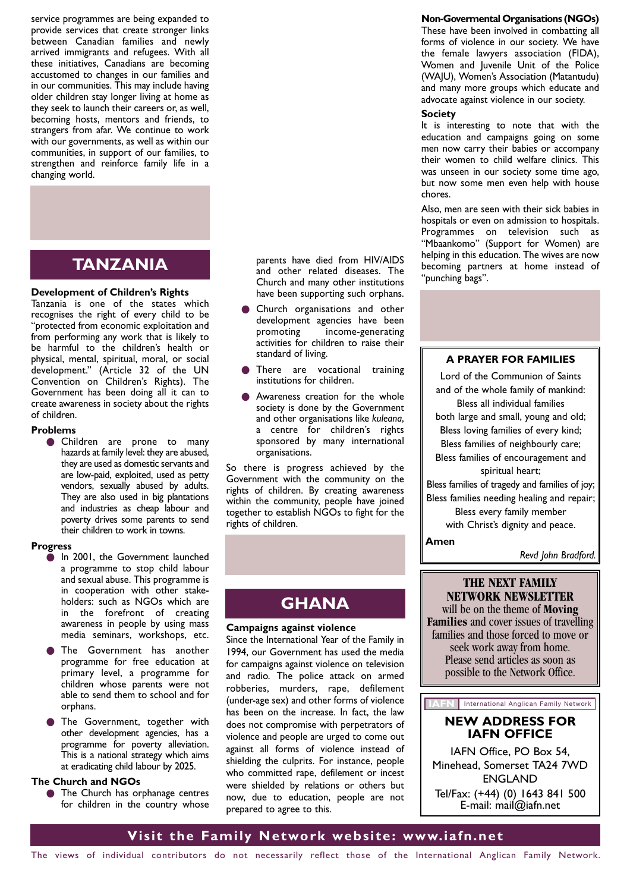service programmes are being expanded to provide services that create stronger links between Canadian families and newly arrived immigrants and refugees. With all these initiatives, Canadians are becoming accustomed to changes in our families and in our communities. This may include having older children stay longer living at home as they seek to launch their careers or, as well, becoming hosts, mentors and friends, to strangers from afar. We continue to work with our governments, as well as within our communities, in support of our families, to strengthen and reinforce family life in a changing world.

# TANZANIA

### Development of Children's Rights

Tanzania is one of the states which recognises the right of every child to be "protected from economic exploitation and from performing any work that is likely to be harmful to the children's health or physical, mental, spiritual, moral, or social development." (Article 32 of the UN Convention on Children's Rights). The Government has been doing all it can to create awareness in society about the rights of children.

### Problems

- Children are prone to many hazards at family level: they are abused, they are used as domestic servants and are low-paid, exploited, used as petty vendors, sexually abused by adults. They are also used in big plantations and industries as cheap labour and poverty drives some parents to send their children to work in towns.

### Progress

- In 2001, the Government launched a programme to stop child labour and sexual abuse. This programme is in cooperation with other stake-holders: such as NGOs which are in the forefront of creating awareness in people by using mass media seminars, workshops, etc.
- The Government has another programme for free education at primary level, a programme for children whose parents were not able to send them to school and for orphans.
- The Government, together with other development agencies, has a programme for poverty alleviation. This is a national strategy which aims at eradicating child labour by 2025.

### The Church and NGOs

- The Church has orphanage centres for children in the country whose parents have died from HIV/AIDS and other related diseases. The Church and many other institutions have been supporting such orphans.
- Church organisations and other development agencies have been promoting income-generating activities for children to raise their standard of living.
- There are vocational training institutions for children.
- Awareness creation for the whole society is done by the Government and other organisations like *kuleana*, a centre for children's rights sponsored by many international organisations.

So there is progress achieved by the Government with the community on the rights of children. By creating awareness within the community, people have joined together to establish NGOs to fight for the rights of children.

# GHANA

### Campaigns against violence

Since the International Year of the Family in 1994, our Government has used the media for campaigns against violence on television and radio. The police attack on armed robberies, murders, rape, defilement (under-age sex) and other forms of violence has been on the increase. In fact, the law does not compromise with perpetrators of violence and people are urged to come out against all forms of violence instead of shielding the culprits. For instance, people who committed rape, defilement or incest were shielded by relations or others but now, due to education, people are not prepared to agree to this.

### Non-Govermental Organisations (NGOs)

These have been involved in combatting all forms of violence in our society. We have the female lawyers association (FIDA), Women and Juvenile Unit of the Police (WAJU), Women's Association (Matantudu) and many more groups which educate and advocate against violence in our society.

### Society

It is interesting to note that with the education and campaigns going on some men now carry their babies or accompany their women to child welfare clinics. This was unseen in our society some time ago, but now some men even help with house chores.

Also, men are seen with their sick babies in hospitals or even on admission to hospitals. Programmes on television such as "Mbaankomo" (Support for Women) are helping in this education. The wives are now becoming partners at home instead of "punching bags".

### A PRAYER FOR FAMILIES

Lord of the Communion of Saints
and of the whole family of mankind:
Bless all individual families
both large and small, young and old;
Bless loving families of every kind;
Bless families of neighbourly care;
Bless families of encouragement and spiritual heart;
Bless families of tragedy and families of joy;
Bless families needing healing and repair;
Bless every family member
with Christ's dignity and peace.

**Amen**

*Revd John Bradford.*

### THE NEXT FAMILY NETWORK NEWSLETTER

will be on the theme of **Moving Families** and cover issues of travelling families and those forced to move or seek work away from home. Please send articles as soon as possible to the Network Office.

IAFN International Anglican Family Network

### NEW ADDRESS FOR IAFN OFFICE

IAFN Office, PO Box 54,
Minehead, Somerset TA24 7WD
ENGLAND
Tel/Fax: (+44) (0) 1643 841 500
E-mail: mail@iafn.net

**Visit the Family Network website: www.iafn.net**

The views of individual contributors do not necessarily reflect those of the International Anglican Family Network.